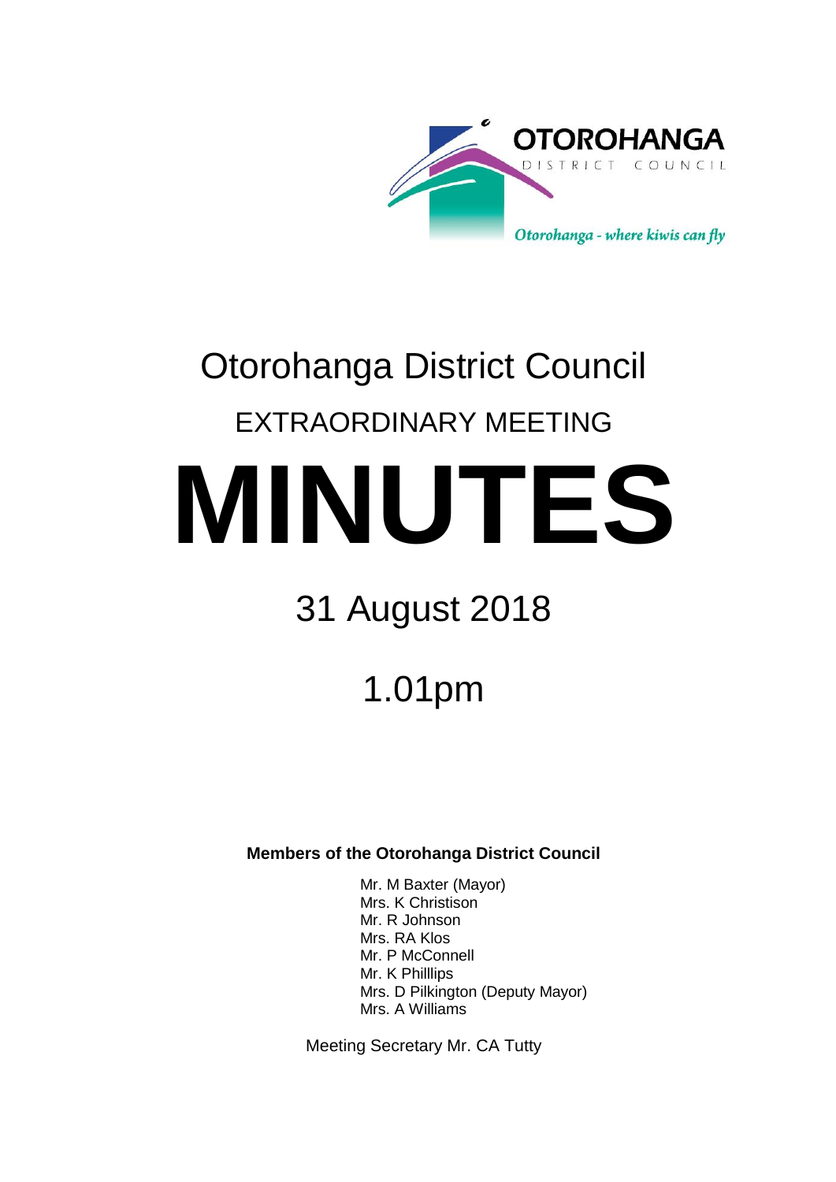OTOROHANGA DISTRICT COUNCIL

*Otorohanga - where kiwis can fly*

# Otorohanga District Council

## EXTRAORDINARY MEETING

# MINUTES

## 31 August 2018

## 1.01pm

**Members of the Otorohanga District Council**

Mr. M Baxter (Mayor)
Mrs. K Christison
Mr. R Johnson
Mrs. RA Klos
Mr. P McConnell
Mr. K Philllips
Mrs. D Pilkington (Deputy Mayor)
Mrs. A Williams

Meeting Secretary Mr. CA Tutty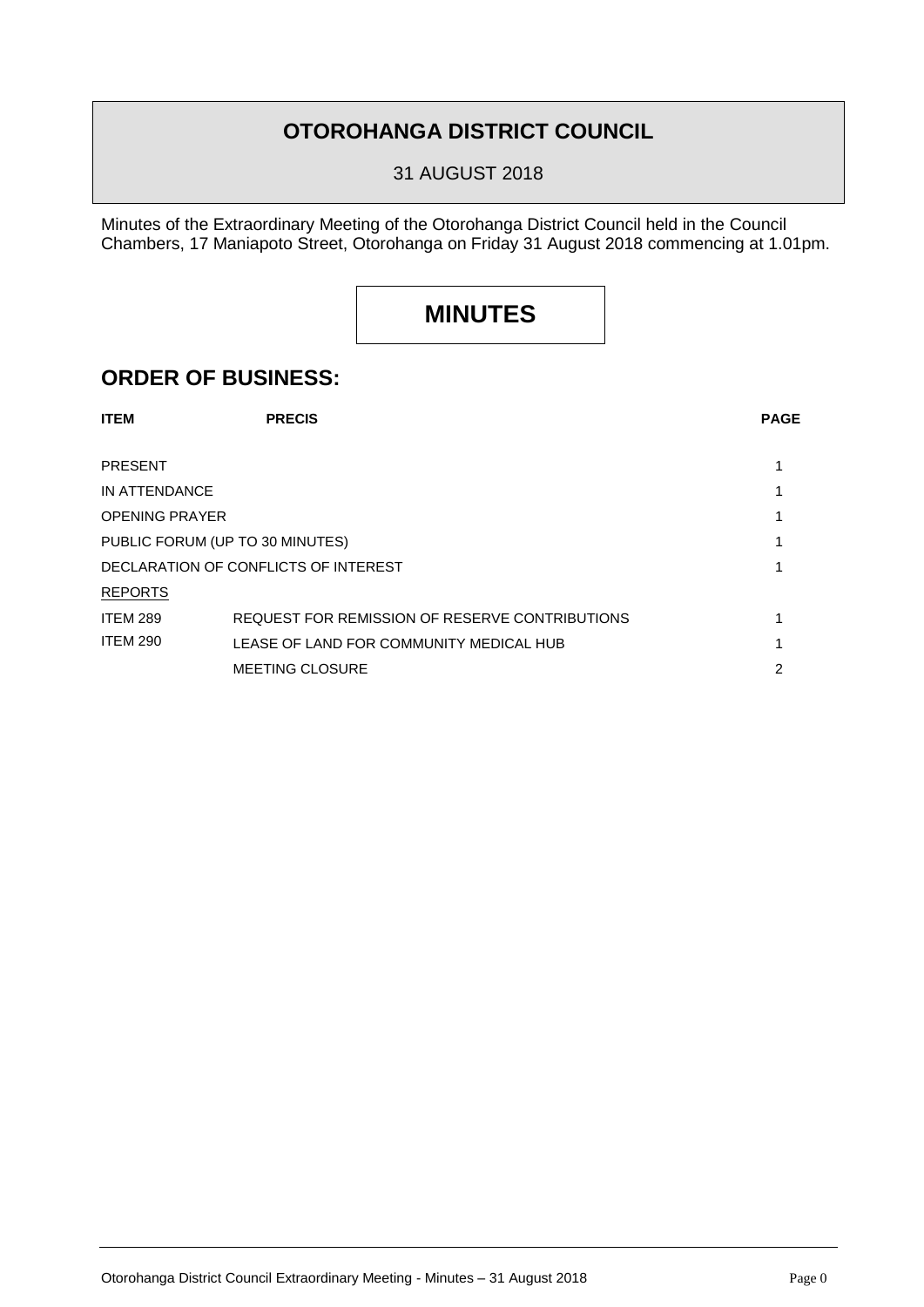# OTOROHANGA DISTRICT COUNCIL

31 AUGUST 2018

Minutes of the Extraordinary Meeting of the Otorohanga District Council held in the Council Chambers, 17 Maniapoto Street, Otorohanga on Friday 31 August 2018 commencing at 1.01pm.

# MINUTES

## ORDER OF BUSINESS:

| ITEM | PRECIS | PAGE |
|---|---|---|
| PRESENT | | 1 |
| IN ATTENDANCE | | 1 |
| OPENING PRAYER | | 1 |
| PUBLIC FORUM (UP TO 30 MINUTES) | | 1 |
| DECLARATION OF CONFLICTS OF INTEREST | | 1 |
| REPORTS | | |
| ITEM 289 | REQUEST FOR REMISSION OF RESERVE CONTRIBUTIONS | 1 |
| ITEM 290 | LEASE OF LAND FOR COMMUNITY MEDICAL HUB | 1 |
| | MEETING CLOSURE | 2 |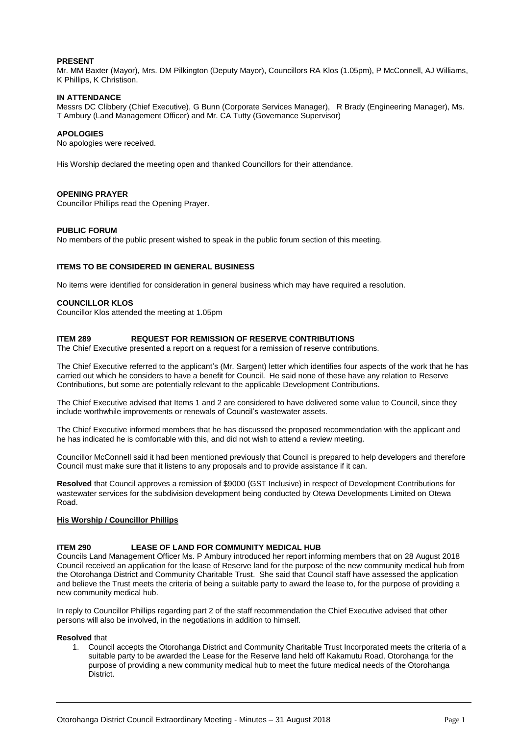**PRESENT**
Mr. MM Baxter (Mayor), Mrs. DM Pilkington (Deputy Mayor), Councillors RA Klos (1.05pm), P McConnell, AJ Williams, K Phillips, K Christison.

**IN ATTENDANCE**
Messrs DC Clibbery (Chief Executive), G Bunn (Corporate Services Manager), R Brady (Engineering Manager), Ms. T Ambury (Land Management Officer) and Mr. CA Tutty (Governance Supervisor)

**APOLOGIES**
No apologies were received.

His Worship declared the meeting open and thanked Councillors for their attendance.

**OPENING PRAYER**
Councillor Phillips read the Opening Prayer.

**PUBLIC FORUM**
No members of the public present wished to speak in the public forum section of this meeting.

**ITEMS TO BE CONSIDERED IN GENERAL BUSINESS**

No items were identified for consideration in general business which may have required a resolution.

**COUNCILLOR KLOS**
Councillor Klos attended the meeting at 1.05pm

**ITEM 289 REQUEST FOR REMISSION OF RESERVE CONTRIBUTIONS**
The Chief Executive presented a report on a request for a remission of reserve contributions.

The Chief Executive referred to the applicant's (Mr. Sargent) letter which identifies four aspects of the work that he has carried out which he considers to have a benefit for Council. He said none of these have any relation to Reserve Contributions, but some are potentially relevant to the applicable Development Contributions.

The Chief Executive advised that Items 1 and 2 are considered to have delivered some value to Council, since they include worthwhile improvements or renewals of Council's wastewater assets.

The Chief Executive informed members that he has discussed the proposed recommendation with the applicant and he has indicated he is comfortable with this, and did not wish to attend a review meeting.

Councillor McConnell said it had been mentioned previously that Council is prepared to help developers and therefore Council must make sure that it listens to any proposals and to provide assistance if it can.

**Resolved** that Council approves a remission of $9000 (GST Inclusive) in respect of Development Contributions for wastewater services for the subdivision development being conducted by Otewa Developments Limited on Otewa Road.

**His Worship / Councillor Phillips**

**ITEM 290 LEASE OF LAND FOR COMMUNITY MEDICAL HUB**
Councils Land Management Officer Ms. P Ambury introduced her report informing members that on 28 August 2018 Council received an application for the lease of Reserve land for the purpose of the new community medical hub from the Otorohanga District and Community Charitable Trust. She said that Council staff have assessed the application and believe the Trust meets the criteria of being a suitable party to award the lease to, for the purpose of providing a new community medical hub.

In reply to Councillor Phillips regarding part 2 of the staff recommendation the Chief Executive advised that other persons will also be involved, in the negotiations in addition to himself.

**Resolved** that

1. Council accepts the Otorohanga District and Community Charitable Trust Incorporated meets the criteria of a suitable party to be awarded the Lease for the Reserve land held off Kakamutu Road, Otorohanga for the purpose of providing a new community medical hub to meet the future medical needs of the Otorohanga District.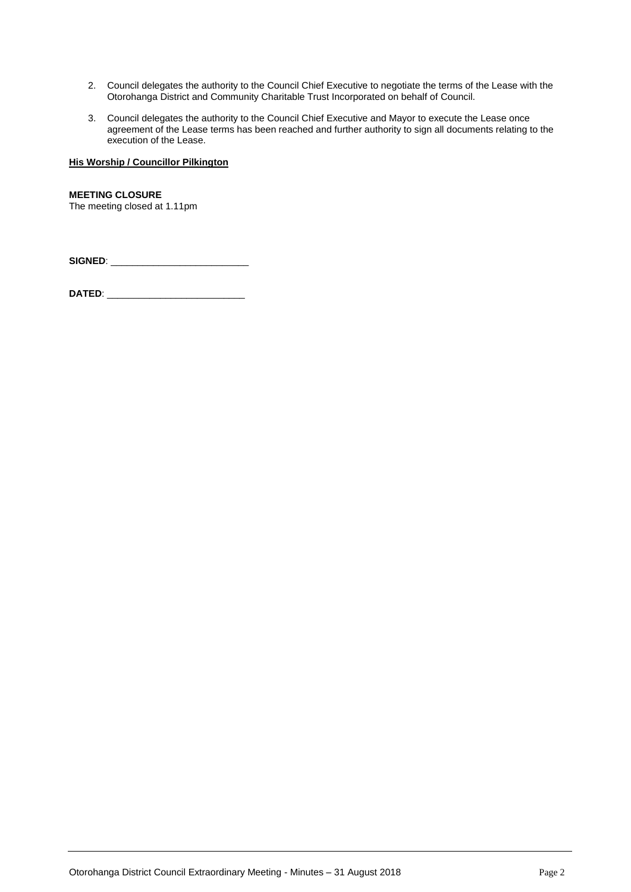2. Council delegates the authority to the Council Chief Executive to negotiate the terms of the Lease with the Otorohanga District and Community Charitable Trust Incorporated on behalf of Council.

3. Council delegates the authority to the Council Chief Executive and Mayor to execute the Lease once agreement of the Lease terms has been reached and further authority to sign all documents relating to the execution of the Lease.

**His Worship / Councillor Pilkington**

**MEETING CLOSURE**

The meeting closed at 1.11pm

**SIGNED**: ___________________________

**DATED**: ___________________________